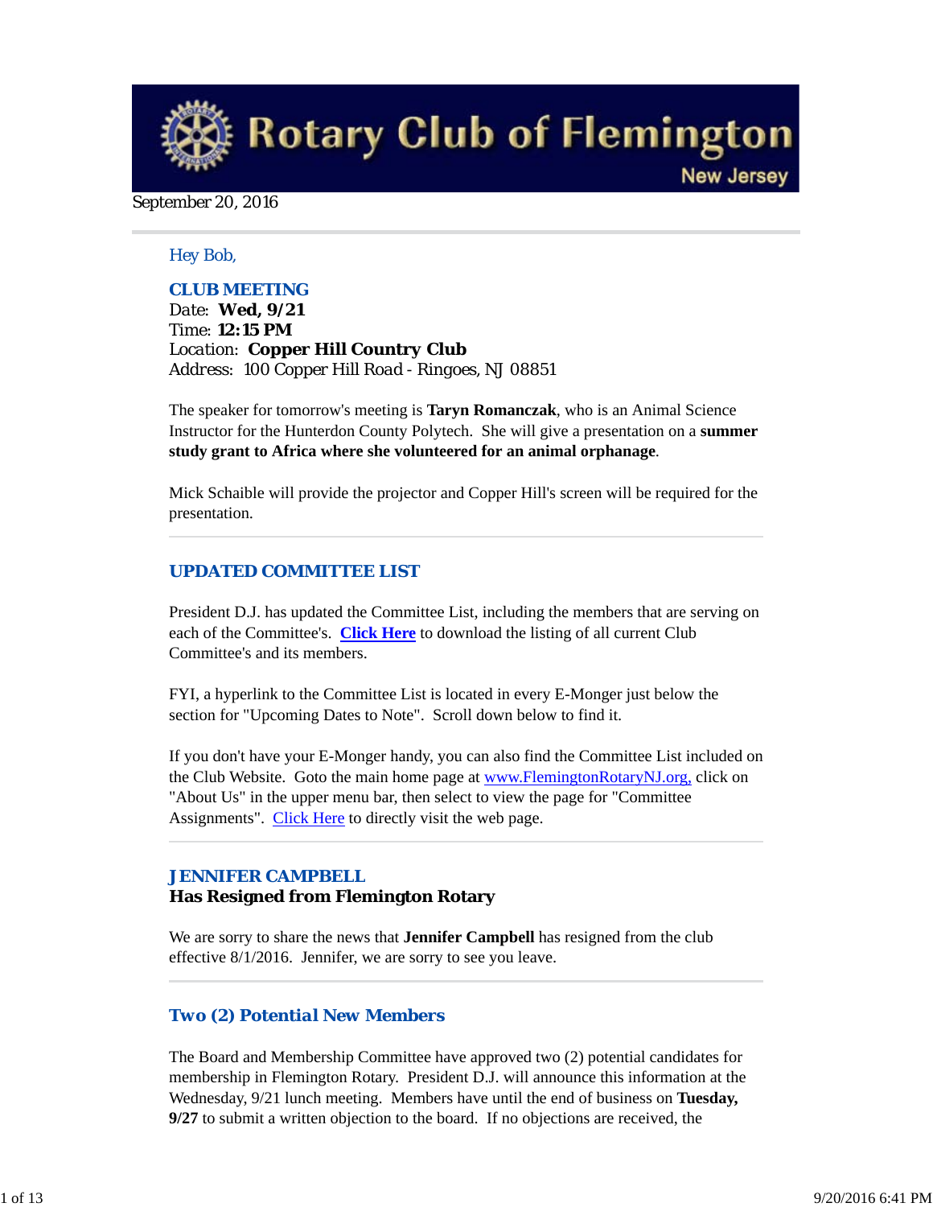# Rotary Club of Flemington

New Jersey

September 20, 2016

Hey Bob,

## CLUB MEETING

Date: **Wed, 9/21**
Time: **12:15 PM**
Location: **Copper Hill Country Club**
Address: 100 Copper Hill Road - Ringoes, NJ 08851

The speaker for tomorrow's meeting is **Taryn Romanczak**, who is an Animal Science Instructor for the Hunterdon County Polytech. She will give a presentation on a **summer study grant to Africa where she volunteered for an animal orphanage**.

Mick Schaible will provide the projector and Copper Hill's screen will be required for the presentation.

## UPDATED COMMITTEE LIST

President D.J. has updated the Committee List, including the members that are serving on each of the Committee's. **Click Here** to download the listing of all current Club Committee's and its members.

FYI, a hyperlink to the Committee List is located in every E-Monger just below the section for "Upcoming Dates to Note". Scroll down below to find it.

If you don't have your E-Monger handy, you can also find the Committee List included on the Club Website. Goto the main home page at www.FlemingtonRotaryNJ.org, click on "About Us" in the upper menu bar, then select to view the page for "Committee Assignments". Click Here to directly visit the web page.

## JENNIFER CAMPBELL

**Has Resigned from Flemington Rotary**

We are sorry to share the news that **Jennifer Campbell** has resigned from the club effective 8/1/2016. Jennifer, we are sorry to see you leave.

## Two (2) Potential New Members

The Board and Membership Committee have approved two (2) potential candidates for membership in Flemington Rotary. President D.J. will announce this information at the Wednesday, 9/21 lunch meeting. Members have until the end of business on **Tuesday, 9/27** to submit a written objection to the board. If no objections are received, the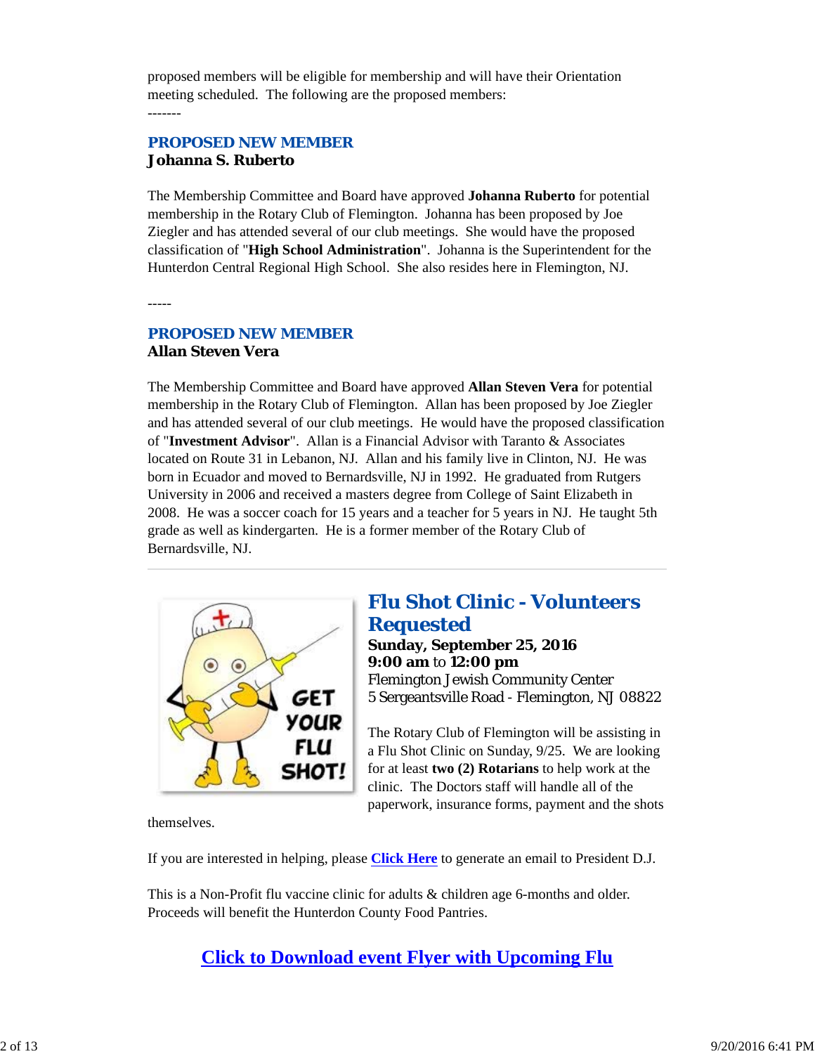proposed members will be eligible for membership and will have their Orientation meeting scheduled. The following are the proposed members:

-------

### PROPOSED NEW MEMBER
**Johanna S. Ruberto**

The Membership Committee and Board have approved **Johanna Ruberto** for potential membership in the Rotary Club of Flemington. Johanna has been proposed by Joe Ziegler and has attended several of our club meetings. She would have the proposed classification of "**High School Administration**". Johanna is the Superintendent for the Hunterdon Central Regional High School. She also resides here in Flemington, NJ.

-----

### PROPOSED NEW MEMBER
**Allan Steven Vera**

The Membership Committee and Board have approved **Allan Steven Vera** for potential membership in the Rotary Club of Flemington. Allan has been proposed by Joe Ziegler and has attended several of our club meetings. He would have the proposed classification of "**Investment Advisor**". Allan is a Financial Advisor with Taranto & Associates located on Route 31 in Lebanon, NJ. Allan and his family live in Clinton, NJ. He was born in Ecuador and moved to Bernardsville, NJ in 1992. He graduated from Rutgers University in 2006 and received a masters degree from College of Saint Elizabeth in 2008. He was a soccer coach for 15 years and a teacher for 5 years in NJ. He taught 5th grade as well as kindergarten. He is a former member of the Rotary Club of Bernardsville, NJ.

---

## Flu Shot Clinic - Volunteers Requested

**Sunday, September 25, 2016**
**9:00 am** to **12:00 pm**
Flemington Jewish Community Center
5 Sergeantsville Road - Flemington, NJ 08822

The Rotary Club of Flemington will be assisting in a Flu Shot Clinic on Sunday, 9/25. We are looking for at least **two (2) Rotarians** to help work at the clinic. The Doctors staff will handle all of the paperwork, insurance forms, payment and the shots themselves.

If you are interested in helping, please **Click Here** to generate an email to President D.J.

This is a Non-Profit flu vaccine clinic for adults & children age 6-months and older. Proceeds will benefit the Hunterdon County Food Pantries.

**Click to Download event Flyer with Upcoming Flu**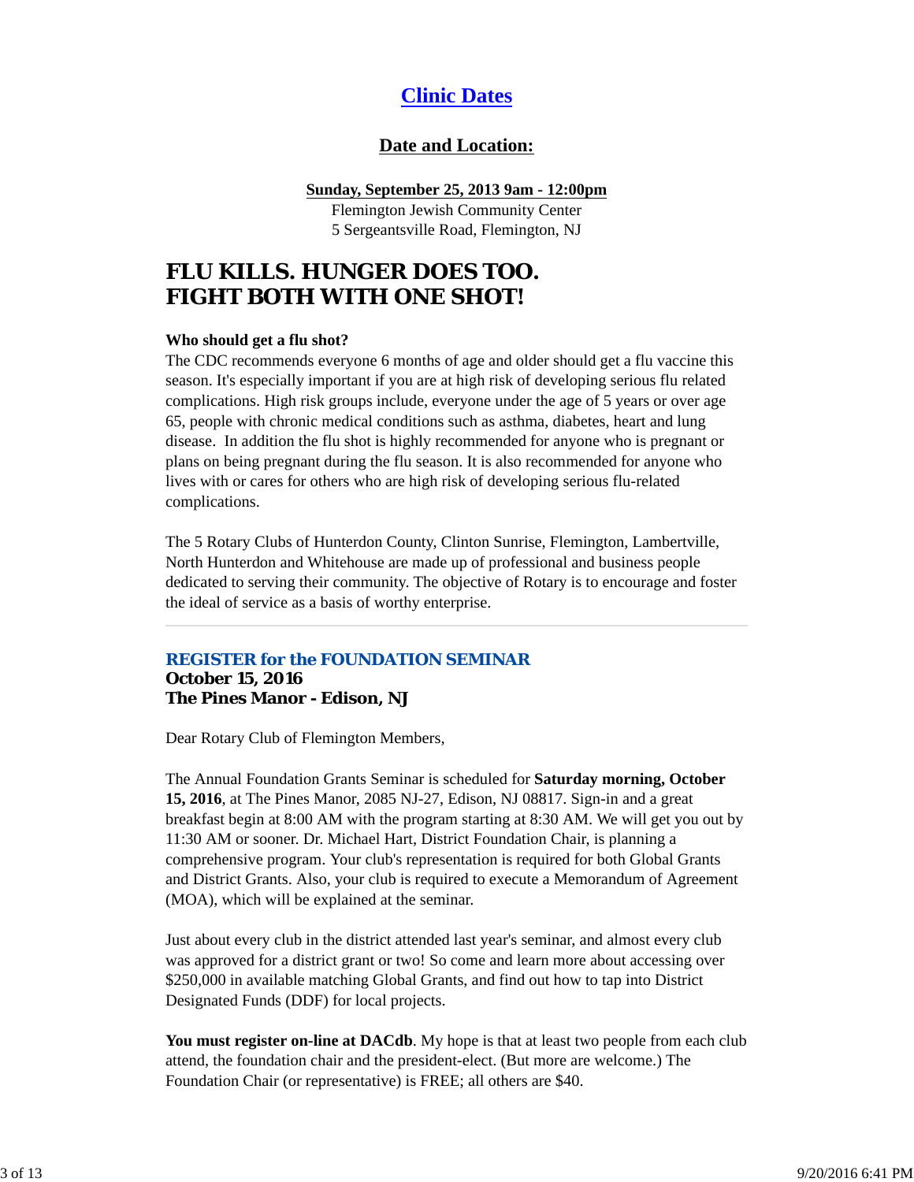## Clinic Dates

### Date and Location:

**Sunday, September 25, 2013 9am - 12:00pm**
Flemington Jewish Community Center
5 Sergeantsville Road, Flemington, NJ

# FLU KILLS. HUNGER DOES TOO.
# FIGHT BOTH WITH ONE SHOT!

**Who should get a flu shot?**
The CDC recommends everyone 6 months of age and older should get a flu vaccine this season. It's especially important if you are at high risk of developing serious flu related complications. High risk groups include, everyone under the age of 5 years or over age 65, people with chronic medical conditions such as asthma, diabetes, heart and lung disease. In addition the flu shot is highly recommended for anyone who is pregnant or plans on being pregnant during the flu season. It is also recommended for anyone who lives with or cares for others who are high risk of developing serious flu-related complications.

The 5 Rotary Clubs of Hunterdon County, Clinton Sunrise, Flemington, Lambertville, North Hunterdon and Whitehouse are made up of professional and business people dedicated to serving their community. The objective of Rotary is to encourage and foster the ideal of service as a basis of worthy enterprise.

---

### REGISTER for the FOUNDATION SEMINAR
**October 15, 2016**
**The Pines Manor - Edison, NJ**

Dear Rotary Club of Flemington Members,

The Annual Foundation Grants Seminar is scheduled for **Saturday morning, October 15, 2016**, at The Pines Manor, 2085 NJ-27, Edison, NJ 08817. Sign-in and a great breakfast begin at 8:00 AM with the program starting at 8:30 AM. We will get you out by 11:30 AM or sooner. Dr. Michael Hart, District Foundation Chair, is planning a comprehensive program. Your club's representation is required for both Global Grants and District Grants. Also, your club is required to execute a Memorandum of Agreement (MOA), which will be explained at the seminar.

Just about every club in the district attended last year's seminar, and almost every club was approved for a district grant or two! So come and learn more about accessing over $250,000 in available matching Global Grants, and find out how to tap into District Designated Funds (DDF) for local projects.

**You must register on-line at DACdb**. My hope is that at least two people from each club attend, the foundation chair and the president-elect. (But more are welcome.) The Foundation Chair (or representative) is FREE; all others are $40.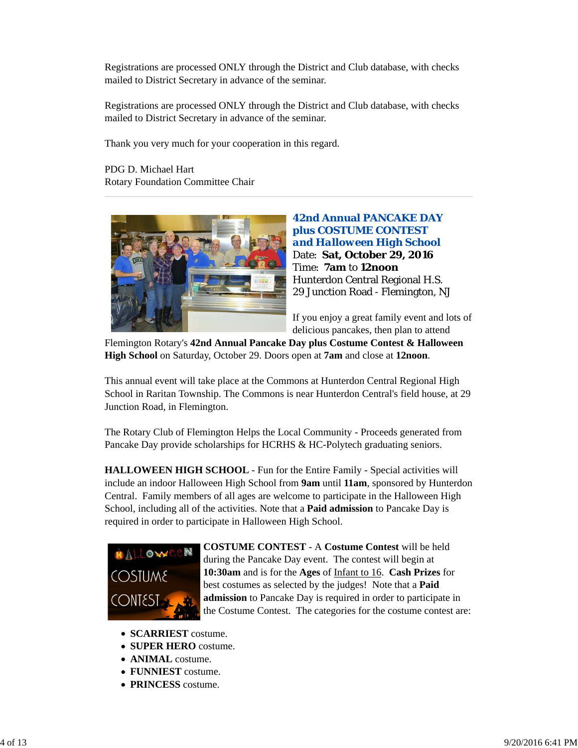Registrations are processed ONLY through the District and Club database, with checks mailed to District Secretary in advance of the seminar.

Registrations are processed ONLY through the District and Club database, with checks mailed to District Secretary in advance of the seminar.

Thank you very much for your cooperation in this regard.

PDG D. Michael Hart
Rotary Foundation Committee Chair

---

## 42nd Annual PANCAKE DAY plus COSTUME CONTEST and Halloween High School

Date: **Sat, October 29, 2016**
Time: **7am** to **12noon**
Hunterdon Central Regional H.S.
29 Junction Road - Flemington, NJ

If you enjoy a great family event and lots of delicious pancakes, then plan to attend Flemington Rotary's **42nd Annual Pancake Day plus Costume Contest & Halloween High School** on Saturday, October 29. Doors open at **7am** and close at **12noon**.

This annual event will take place at the Commons at Hunterdon Central Regional High School in Raritan Township. The Commons is near Hunterdon Central's field house, at 29 Junction Road, in Flemington.

The Rotary Club of Flemington Helps the Local Community - Proceeds generated from Pancake Day provide scholarships for HCRHS & HC-Polytech graduating seniors.

**HALLOWEEN HIGH SCHOOL** - Fun for the Entire Family - Special activities will include an indoor Halloween High School from **9am** until **11am**, sponsored by Hunterdon Central. Family members of all ages are welcome to participate in the Halloween High School, including all of the activities. Note that a **Paid admission** to Pancake Day is required in order to participate in Halloween High School.

**COSTUME CONTEST** - A **Costume Contest** will be held during the Pancake Day event. The contest will begin at **10:30am** and is for the **Ages** of Infant to 16. **Cash Prizes** for best costumes as selected by the judges! Note that a **Paid admission** to Pancake Day is required in order to participate in the Costume Contest. The categories for the costume contest are:

- **SCARRIEST** costume.
- **SUPER HERO** costume.
- **ANIMAL** costume.
- **FUNNIEST** costume.
- **PRINCESS** costume.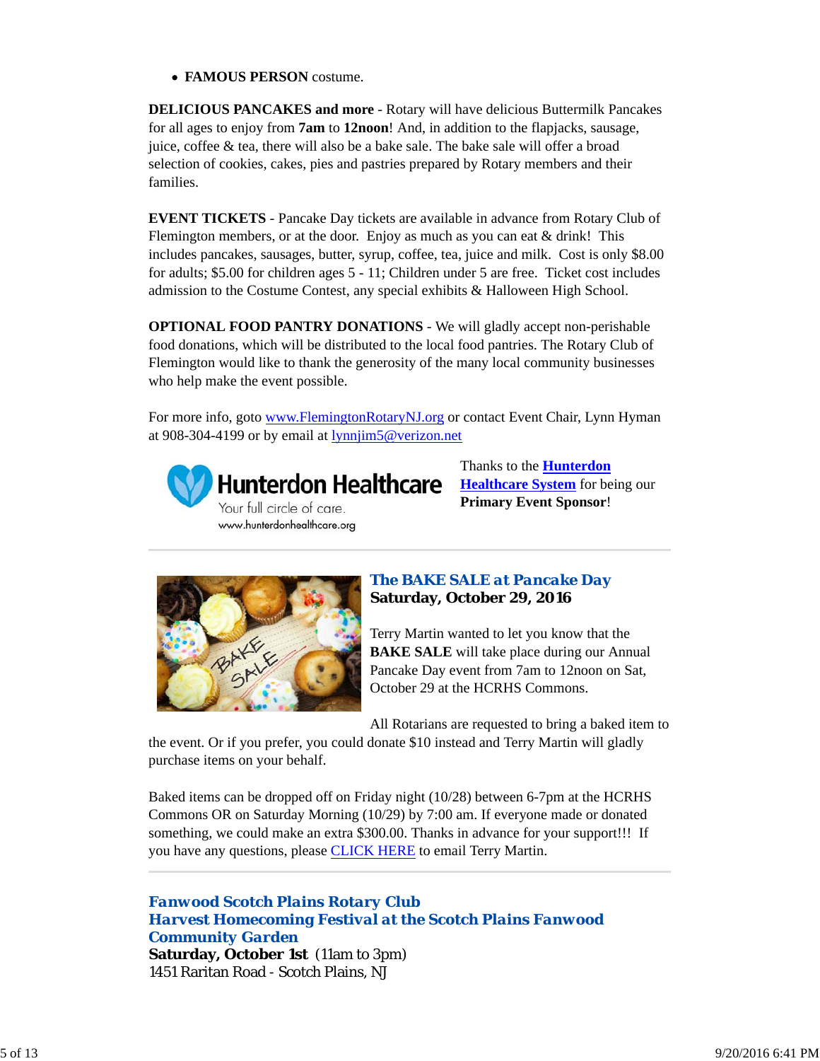- **FAMOUS PERSON** costume.

**DELICIOUS PANCAKES and more** - Rotary will have delicious Buttermilk Pancakes for all ages to enjoy from **7am** to **12noon**! And, in addition to the flapjacks, sausage, juice, coffee & tea, there will also be a bake sale. The bake sale will offer a broad selection of cookies, cakes, pies and pastries prepared by Rotary members and their families.

**EVENT TICKETS** - Pancake Day tickets are available in advance from Rotary Club of Flemington members, or at the door. Enjoy as much as you can eat & drink! This includes pancakes, sausages, butter, syrup, coffee, tea, juice and milk. Cost is only $8.00 for adults; $5.00 for children ages 5 - 11; Children under 5 are free. Ticket cost includes admission to the Costume Contest, any special exhibits & Halloween High School.

**OPTIONAL FOOD PANTRY DONATIONS** - We will gladly accept non-perishable food donations, which will be distributed to the local food pantries. The Rotary Club of Flemington would like to thank the generosity of the many local community businesses who help make the event possible.

For more info, goto www.FlemingtonRotaryNJ.org or contact Event Chair, Lynn Hyman at 908-304-4199 or by email at lynnjim5@verizon.net

Hunterdon Healthcare
Your full circle of care.
www.hunterdonhealthcare.org

Thanks to the **Hunterdon Healthcare System** for being our **Primary Event Sponsor**!

---

## *The BAKE SALE at Pancake Day*
**Saturday, October 29, 2016**

Terry Martin wanted to let you know that the **BAKE SALE** will take place during our Annual Pancake Day event from 7am to 12noon on Sat, October 29 at the HCRHS Commons.

All Rotarians are requested to bring a baked item to the event. Or if you prefer, you could donate $10 instead and Terry Martin will gladly purchase items on your behalf.

Baked items can be dropped off on Friday night (10/28) between 6-7pm at the HCRHS Commons OR on Saturday Morning (10/29) by 7:00 am. If everyone made or donated something, we could make an extra $300.00. Thanks in advance for your support!!! If you have any questions, please CLICK HERE to email Terry Martin.

---

## *Fanwood Scotch Plains Rotary Club*
## *Harvest Homecoming Festival at the Scotch Plains Fanwood Community Garden*
**Saturday, October 1st** (11am to 3pm)
1451 Raritan Road - Scotch Plains, NJ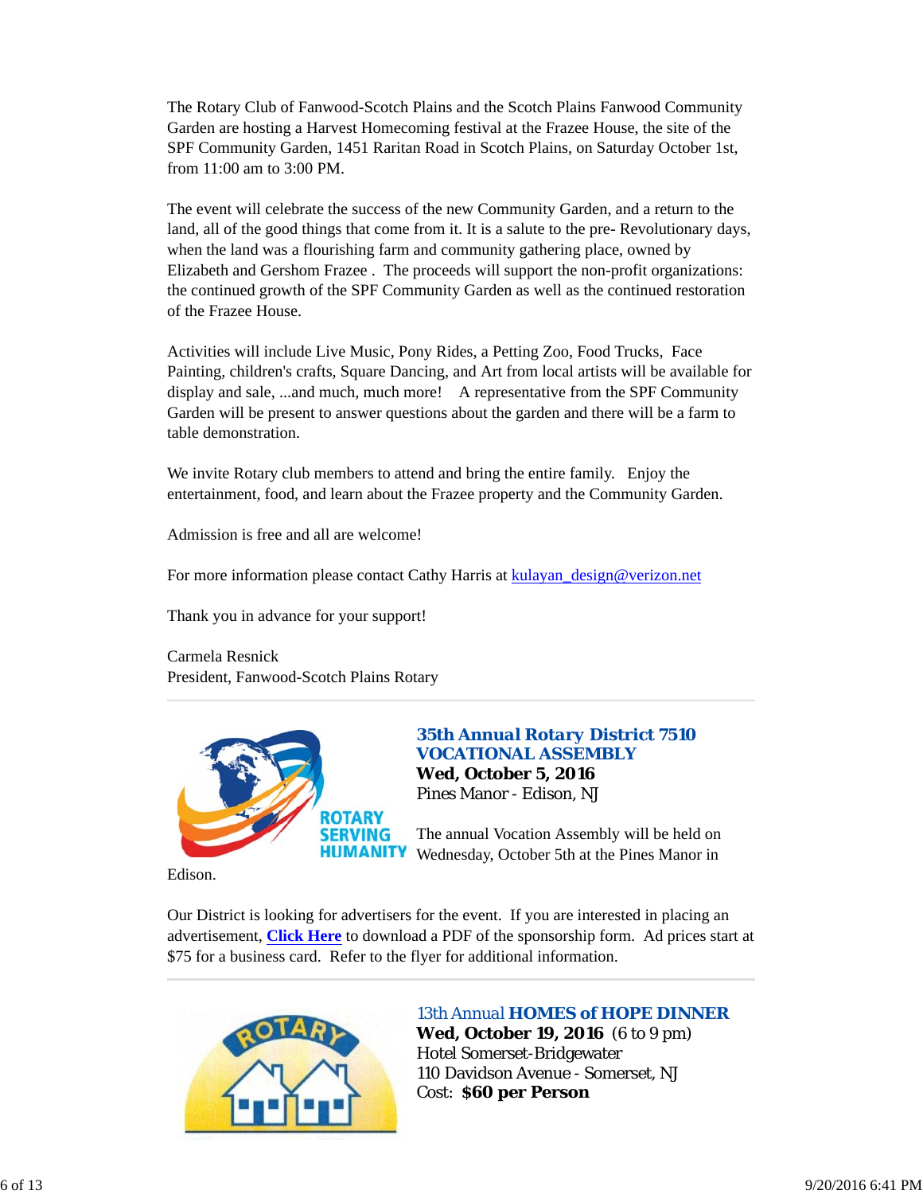The Rotary Club of Fanwood-Scotch Plains and the Scotch Plains Fanwood Community Garden are hosting a Harvest Homecoming festival at the Frazee House, the site of the SPF Community Garden, 1451 Raritan Road in Scotch Plains, on Saturday October 1st, from 11:00 am to 3:00 PM.

The event will celebrate the success of the new Community Garden, and a return to the land, all of the good things that come from it. It is a salute to the pre- Revolutionary days, when the land was a flourishing farm and community gathering place, owned by Elizabeth and Gershom Frazee . The proceeds will support the non-profit organizations: the continued growth of the SPF Community Garden as well as the continued restoration of the Frazee House.

Activities will include Live Music, Pony Rides, a Petting Zoo, Food Trucks, Face Painting, children's crafts, Square Dancing, and Art from local artists will be available for display and sale, ...and much, much more! A representative from the SPF Community Garden will be present to answer questions about the garden and there will be a farm to table demonstration.

We invite Rotary club members to attend and bring the entire family. Enjoy the entertainment, food, and learn about the Frazee property and the Community Garden.

Admission is free and all are welcome!

For more information please contact Cathy Harris at kulayan_design@verizon.net

Thank you in advance for your support!

Carmela Resnick
President, Fanwood-Scotch Plains Rotary

---

### 35th Annual Rotary District 7510 VOCATIONAL ASSEMBLY

**Wed, October 5, 2016**
Pines Manor - Edison, NJ

The annual Vocation Assembly will be held on Wednesday, October 5th at the Pines Manor in Edison.

Our District is looking for advertisers for the event. If you are interested in placing an advertisement, **Click Here** to download a PDF of the sponsorship form. Ad prices start at $75 for a business card. Refer to the flyer for additional information.

---

### 13th Annual **HOMES of HOPE DINNER**

**Wed, October 19, 2016** (6 to 9 pm)
Hotel Somerset-Bridgewater
110 Davidson Avenue - Somerset, NJ
Cost: **$60 per Person**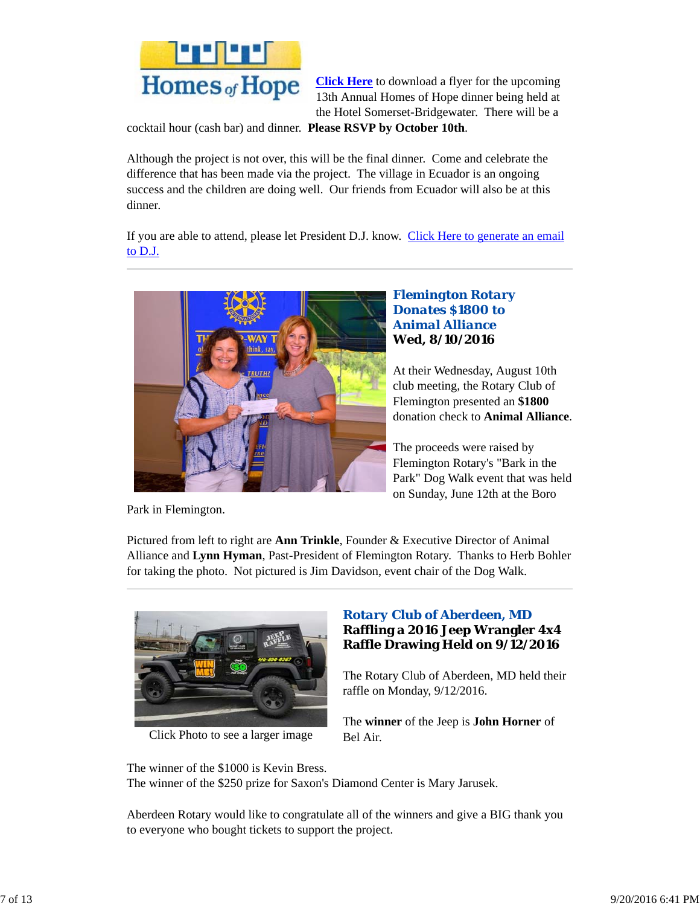**Click Here** to download a flyer for the upcoming 13th Annual Homes of Hope dinner being held at the Hotel Somerset-Bridgewater. There will be a cocktail hour (cash bar) and dinner. **Please RSVP by October 10th**.

Although the project is not over, this will be the final dinner. Come and celebrate the difference that has been made via the project. The village in Ecuador is an ongoing success and the children are doing well. Our friends from Ecuador will also be at this dinner.

If you are able to attend, please let President D.J. know. Click Here to generate an email to D.J.

---

## Flemington Rotary Donates $1800 to Animal Alliance

**Wed, 8/10/2016**

At their Wednesday, August 10th club meeting, the Rotary Club of Flemington presented an **$1800** donation check to **Animal Alliance**.

The proceeds were raised by Flemington Rotary's "Bark in the Park" Dog Walk event that was held on Sunday, June 12th at the Boro Park in Flemington.

Pictured from left to right are **Ann Trinkle**, Founder & Executive Director of Animal Alliance and **Lynn Hyman**, Past-President of Flemington Rotary. Thanks to Herb Bohler for taking the photo. Not pictured is Jim Davidson, event chair of the Dog Walk.

---

## Rotary Club of Aberdeen, MD

**Raffling a 2016 Jeep Wrangler 4x4 Raffle Drawing Held on 9/12/2016**

Click Photo to see a larger image

The Rotary Club of Aberdeen, MD held their raffle on Monday, 9/12/2016.

The **winner** of the Jeep is **John Horner** of Bel Air.

The winner of the $1000 is Kevin Bress.
The winner of the $250 prize for Saxon's Diamond Center is Mary Jarusek.

Aberdeen Rotary would like to congratulate all of the winners and give a BIG thank you to everyone who bought tickets to support the project.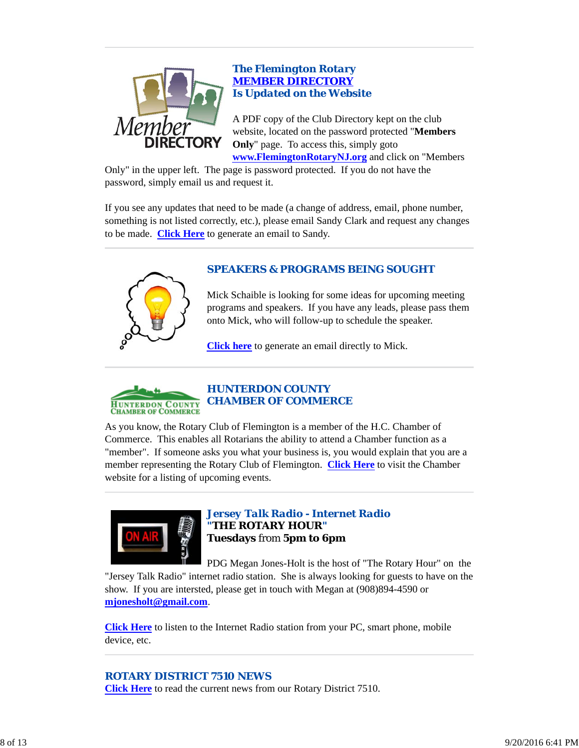## The Flemington Rotary MEMBER DIRECTORY Is Updated on the Website

A PDF copy of the Club Directory kept on the club website, located on the password protected "**Members Only**" page. To access this, simply goto **www.FlemingtonRotaryNJ.org** and click on "Members Only" in the upper left. The page is password protected. If you do not have the password, simply email us and request it.

If you see any updates that need to be made (a change of address, email, phone number, something is not listed correctly, etc.), please email Sandy Clark and request any changes to be made. **Click Here** to generate an email to Sandy.

## SPEAKERS & PROGRAMS BEING SOUGHT

Mick Schaible is looking for some ideas for upcoming meeting programs and speakers. If you have any leads, please pass them onto Mick, who will follow-up to schedule the speaker.

**Click here** to generate an email directly to Mick.

## HUNTERDON COUNTY CHAMBER OF COMMERCE

As you know, the Rotary Club of Flemington is a member of the H.C. Chamber of Commerce. This enables all Rotarians the ability to attend a Chamber function as a "member". If someone asks you what your business is, you would explain that you are a member representing the Rotary Club of Flemington. **Click Here** to visit the Chamber website for a listing of upcoming events.

## Jersey Talk Radio - Internet Radio

**"THE ROTARY HOUR"**
**Tuesdays** from **5pm to 6pm**

PDG Megan Jones-Holt is the host of "The Rotary Hour" on the "Jersey Talk Radio" internet radio station. She is always looking for guests to have on the show. If you are intersted, please get in touch with Megan at (908)894-4590 or **mjonesholt@gmail.com**.

**Click Here** to listen to the Internet Radio station from your PC, smart phone, mobile device, etc.

## ROTARY DISTRICT 7510 NEWS

**Click Here** to read the current news from our Rotary District 7510.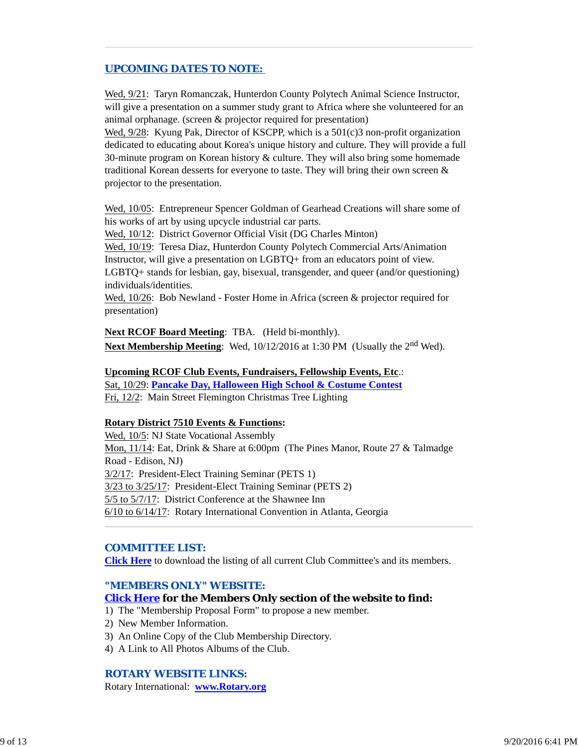## UPCOMING DATES TO NOTE:

Wed, 9/21: Taryn Romanczak, Hunterdon County Polytech Animal Science Instructor, will give a presentation on a summer study grant to Africa where she volunteered for an animal orphanage. (screen & projector required for presentation)
Wed, 9/28: Kyung Pak, Director of KSCPP, which is a 501(c)3 non-profit organization dedicated to educating about Korea's unique history and culture. They will provide a full 30-minute program on Korean history & culture. They will also bring some homemade traditional Korean desserts for everyone to taste. They will bring their own screen & projector to the presentation.

Wed, 10/05: Entrepreneur Spencer Goldman of Gearhead Creations will share some of his works of art by using upcycle industrial car parts.
Wed, 10/12: District Governor Official Visit (DG Charles Minton)
Wed, 10/19: Teresa Diaz, Hunterdon County Polytech Commercial Arts/Animation Instructor, will give a presentation on LGBTQ+ from an educators point of view. LGBTQ+ stands for lesbian, gay, bisexual, transgender, and queer (and/or questioning) individuals/identities.
Wed, 10/26: Bob Newland - Foster Home in Africa (screen & projector required for presentation)

**Next RCOF Board Meeting**: TBA. (Held bi-monthly).
**Next Membership Meeting**: Wed, 10/12/2016 at 1:30 PM (Usually the 2nd Wed).

**Upcoming RCOF Club Events, Fundraisers, Fellowship Events, Etc**.:
Sat, 10/29: **Pancake Day, Halloween High School & Costume Contest**
Fri, 12/2: Main Street Flemington Christmas Tree Lighting

**Rotary District 7510 Events & Functions:**
Wed, 10/5: NJ State Vocational Assembly
Mon, 11/14: Eat, Drink & Share at 6:00pm (The Pines Manor, Route 27 & Talmadge Road - Edison, NJ)
3/2/17: President-Elect Training Seminar (PETS 1)
3/23 to 3/25/17: President-Elect Training Seminar (PETS 2)
5/5 to 5/7/17: District Conference at the Shawnee Inn
6/10 to 6/14/17: Rotary International Convention in Atlanta, Georgia

## COMMITTEE LIST:

**Click Here** to download the listing of all current Club Committee's and its members.

## "MEMBERS ONLY" WEBSITE:

**Click Here for the Members Only section of the website to find:**

1) The "Membership Proposal Form" to propose a new member.
2) New Member Information.
3) An Online Copy of the Club Membership Directory.
4) A Link to All Photos Albums of the Club.

## ROTARY WEBSITE LINKS:

Rotary International: **www.Rotary.org**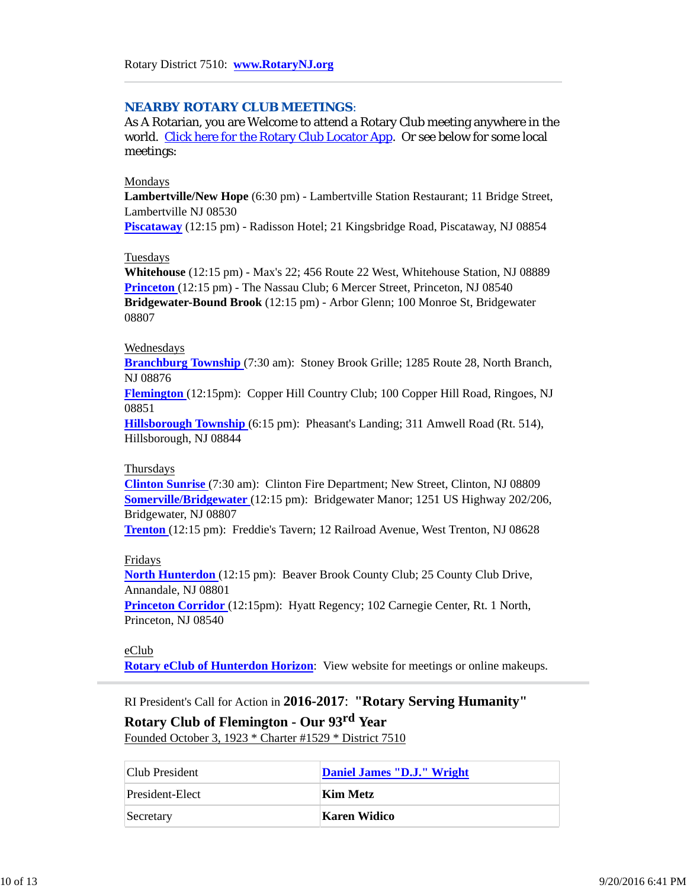Rotary District 7510: **www.RotaryNJ.org**

## NEARBY ROTARY CLUB MEETINGS:

As A Rotarian, you are Welcome to attend a Rotary Club meeting anywhere in the world. Click here for the Rotary Club Locator App. Or see below for some local meetings:

Mondays

**Lambertville/New Hope** (6:30 pm) - Lambertville Station Restaurant; 11 Bridge Street, Lambertville NJ 08530

**Piscataway** (12:15 pm) - Radisson Hotel; 21 Kingsbridge Road, Piscataway, NJ 08854

Tuesdays

**Whitehouse** (12:15 pm) - Max's 22; 456 Route 22 West, Whitehouse Station, NJ 08889

**Princeton** (12:15 pm) - The Nassau Club; 6 Mercer Street, Princeton, NJ 08540

**Bridgewater-Bound Brook** (12:15 pm) - Arbor Glenn; 100 Monroe St, Bridgewater 08807

Wednesdays

**Branchburg Township** (7:30 am): Stoney Brook Grille; 1285 Route 28, North Branch, NJ 08876

**Flemington** (12:15pm): Copper Hill Country Club; 100 Copper Hill Road, Ringoes, NJ 08851

**Hillsborough Township** (6:15 pm): Pheasant's Landing; 311 Amwell Road (Rt. 514), Hillsborough, NJ 08844

Thursdays

**Clinton Sunrise** (7:30 am): Clinton Fire Department; New Street, Clinton, NJ 08809

**Somerville/Bridgewater** (12:15 pm): Bridgewater Manor; 1251 US Highway 202/206, Bridgewater, NJ 08807

**Trenton** (12:15 pm): Freddie's Tavern; 12 Railroad Avenue, West Trenton, NJ 08628

Fridays

**North Hunterdon** (12:15 pm): Beaver Brook County Club; 25 County Club Drive, Annandale, NJ 08801

**Princeton Corridor** (12:15pm): Hyatt Regency; 102 Carnegie Center, Rt. 1 North, Princeton, NJ 08540

eClub

**Rotary eClub of Hunterdon Horizon**: View website for meetings or online makeups.

---

RI President's Call for Action in **2016-2017**: **"Rotary Serving Humanity"**

**Rotary Club of Flemington - Our 93rd Year**

Founded October 3, 1923 * Charter #1529 * District 7510

| Club President | **Daniel James "D.J." Wright** |
|---|---|
| President-Elect | **Kim Metz** |
| Secretary | **Karen Widico** |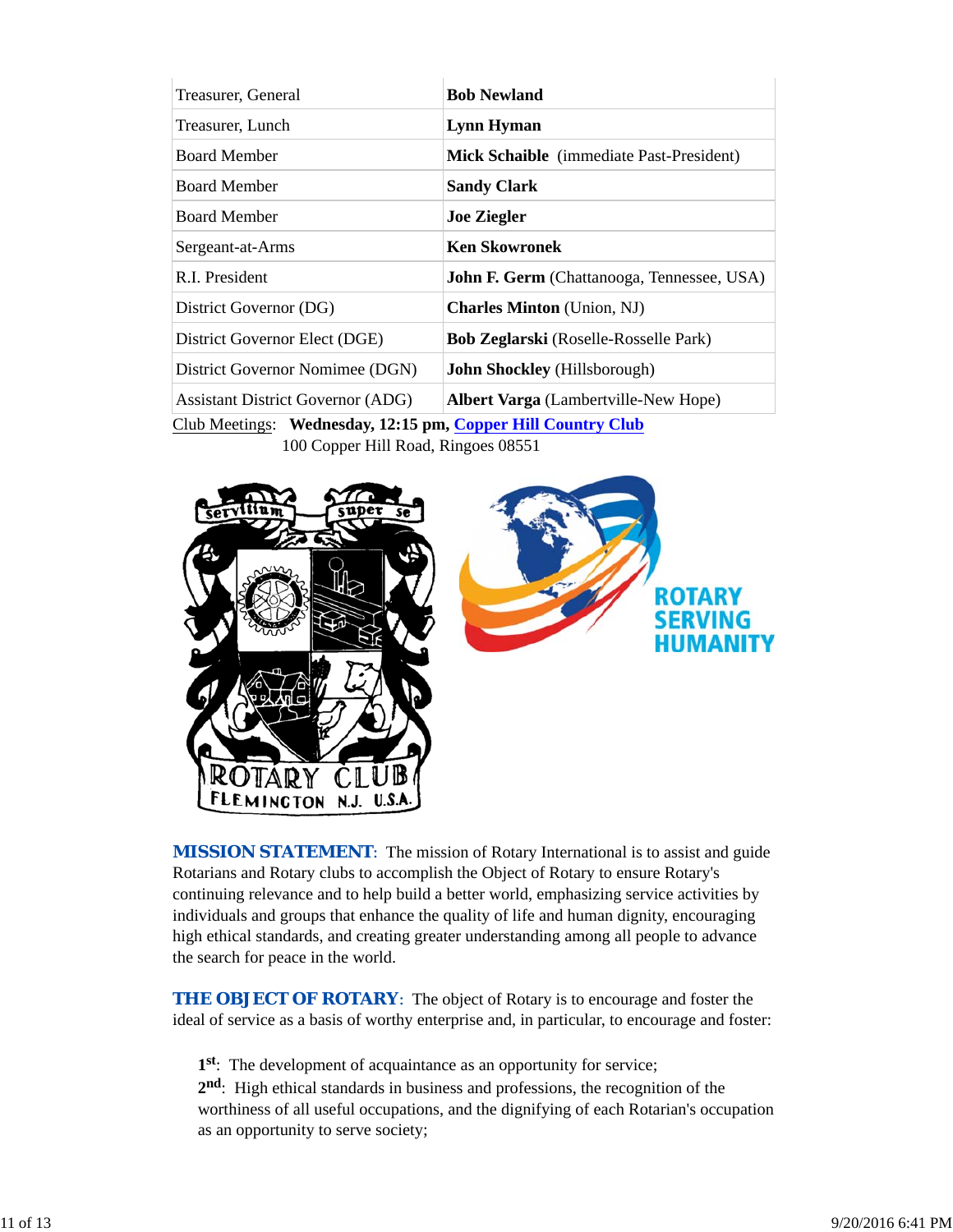| Treasurer, General | **Bob Newland** |
|---|---|
| Treasurer, Lunch | **Lynn Hyman** |
| Board Member | **Mick Schaible** (immediate Past-President) |
| Board Member | **Sandy Clark** |
| Board Member | **Joe Ziegler** |
| Sergeant-at-Arms | **Ken Skowronek** |
| R.I. President | **John F. Germ** (Chattanooga, Tennessee, USA) |
| District Governor (DG) | **Charles Minton** (Union, NJ) |
| District Governor Elect (DGE) | **Bob Zeglarski** (Roselle-Rosselle Park) |
| District Governor Nominee (DGN) | **John Shockley** (Hillsborough) |
| Assistant District Governor (ADG) | **Albert Varga** (Lambertville-New Hope) |

Club Meetings: **Wednesday, 12:15 pm, Copper Hill Country Club**
100 Copper Hill Road, Ringoes 08551

**MISSION STATEMENT**: The mission of Rotary International is to assist and guide Rotarians and Rotary clubs to accomplish the Object of Rotary to ensure Rotary's continuing relevance and to help build a better world, emphasizing service activities by individuals and groups that enhance the quality of life and human dignity, encouraging high ethical standards, and creating greater understanding among all people to advance the search for peace in the world.

**THE OBJECT OF ROTARY**: The object of Rotary is to encourage and foster the ideal of service as a basis of worthy enterprise and, in particular, to encourage and foster:

**1st**: The development of acquaintance as an opportunity for service;
**2nd**: High ethical standards in business and professions, the recognition of the worthiness of all useful occupations, and the dignifying of each Rotarian's occupation as an opportunity to serve society;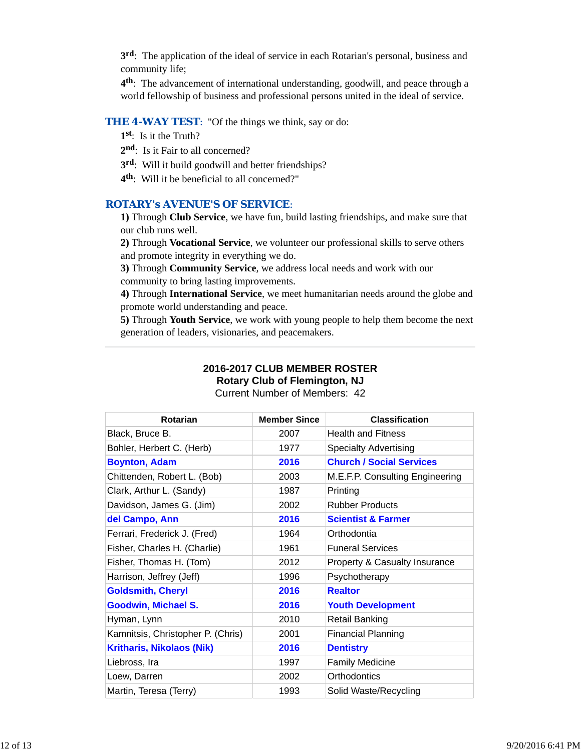**3rd**: The application of the ideal of service in each Rotarian's personal, business and community life;

**4th**: The advancement of international understanding, goodwill, and peace through a world fellowship of business and professional persons united in the ideal of service.

**THE 4-WAY TEST**: "Of the things we think, say or do:

**1st**: Is it the Truth?

**2nd**: Is it Fair to all concerned?

**3rd**: Will it build goodwill and better friendships?

**4th**: Will it be beneficial to all concerned?"

**ROTARY's AVENUE'S OF SERVICE**:

**1)** Through **Club Service**, we have fun, build lasting friendships, and make sure that our club runs well.

**2)** Through **Vocational Service**, we volunteer our professional skills to serve others and promote integrity in everything we do.

**3)** Through **Community Service**, we address local needs and work with our community to bring lasting improvements.

**4)** Through **International Service**, we meet humanitarian needs around the globe and promote world understanding and peace.

**5)** Through **Youth Service**, we work with young people to help them become the next generation of leaders, visionaries, and peacemakers.

---

**2016-2017 CLUB MEMBER ROSTER**
**Rotary Club of Flemington, NJ**
Current Number of Members: 42

| Rotarian | Member Since | Classification |
|---|---|---|
| Black, Bruce B. | 2007 | Health and Fitness |
| Bohler, Herbert C. (Herb) | 1977 | Specialty Advertising |
| **Boynton, Adam** | **2016** | **Church / Social Services** |
| Chittenden, Robert L. (Bob) | 2003 | M.E.F.P. Consulting Engineering |
| Clark, Arthur L. (Sandy) | 1987 | Printing |
| Davidson, James G. (Jim) | 2002 | Rubber Products |
| **del Campo, Ann** | **2016** | **Scientist & Farmer** |
| Ferrari, Frederick J. (Fred) | 1964 | Orthodontia |
| Fisher, Charles H. (Charlie) | 1961 | Funeral Services |
| Fisher, Thomas H. (Tom) | 2012 | Property & Casualty Insurance |
| Harrison, Jeffrey (Jeff) | 1996 | Psychotherapy |
| **Goldsmith, Cheryl** | **2016** | **Realtor** |
| **Goodwin, Michael S.** | **2016** | **Youth Development** |
| Hyman, Lynn | 2010 | Retail Banking |
| Kamnitsis, Christopher P. (Chris) | 2001 | Financial Planning |
| **Kritharis, Nikolaos (Nik)** | **2016** | **Dentistry** |
| Liebross, Ira | 1997 | Family Medicine |
| Loew, Darren | 2002 | Orthodontics |
| Martin, Teresa (Terry) | 1993 | Solid Waste/Recycling |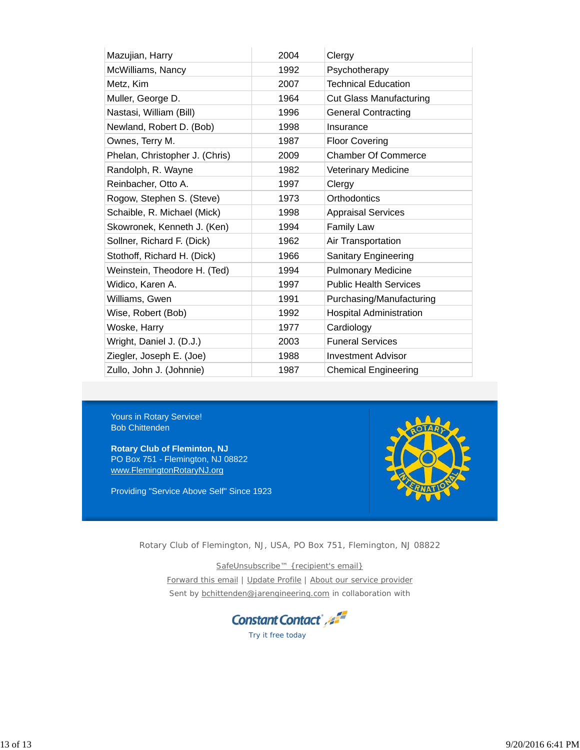| | | |
|---|---|---|
| Mazujian, Harry | 2004 | Clergy |
| McWilliams, Nancy | 1992 | Psychotherapy |
| Metz, Kim | 2007 | Technical Education |
| Muller, George D. | 1964 | Cut Glass Manufacturing |
| Nastasi, William (Bill) | 1996 | General Contracting |
| Newland, Robert D. (Bob) | 1998 | Insurance |
| Ownes, Terry M. | 1987 | Floor Covering |
| Phelan, Christopher J. (Chris) | 2009 | Chamber Of Commerce |
| Randolph, R. Wayne | 1982 | Veterinary Medicine |
| Reinbacher, Otto A. | 1997 | Clergy |
| Rogow, Stephen S. (Steve) | 1973 | Orthodontics |
| Schaible, R. Michael (Mick) | 1998 | Appraisal Services |
| Skowronek, Kenneth J. (Ken) | 1994 | Family Law |
| Sollner, Richard F. (Dick) | 1962 | Air Transportation |
| Stothoff, Richard H. (Dick) | 1966 | Sanitary Engineering |
| Weinstein, Theodore H. (Ted) | 1994 | Pulmonary Medicine |
| Widico, Karen A. | 1997 | Public Health Services |
| Williams, Gwen | 1991 | Purchasing/Manufacturing |
| Wise, Robert (Bob) | 1992 | Hospital Administration |
| Woske, Harry | 1977 | Cardiology |
| Wright, Daniel J. (D.J.) | 2003 | Funeral Services |
| Ziegler, Joseph E. (Joe) | 1988 | Investment Advisor |
| Zullo, John J. (Johnnie) | 1987 | Chemical Engineering |

Yours in Rotary Service!
Bob Chittenden

**Rotary Club of Fleminton, NJ**
PO Box 751 - Flemington, NJ 08822
www.FlemingtonRotaryNJ.org

Providing "Service Above Self" Since 1923

Rotary Club of Flemington, NJ, USA, PO Box 751, Flemington, NJ 08822

SafeUnsubscribe™ {recipient's email}

Forward this email | Update Profile | About our service provider

Sent by bchittenden@jarengineering.com in collaboration with

Constant Contact

Try it free today